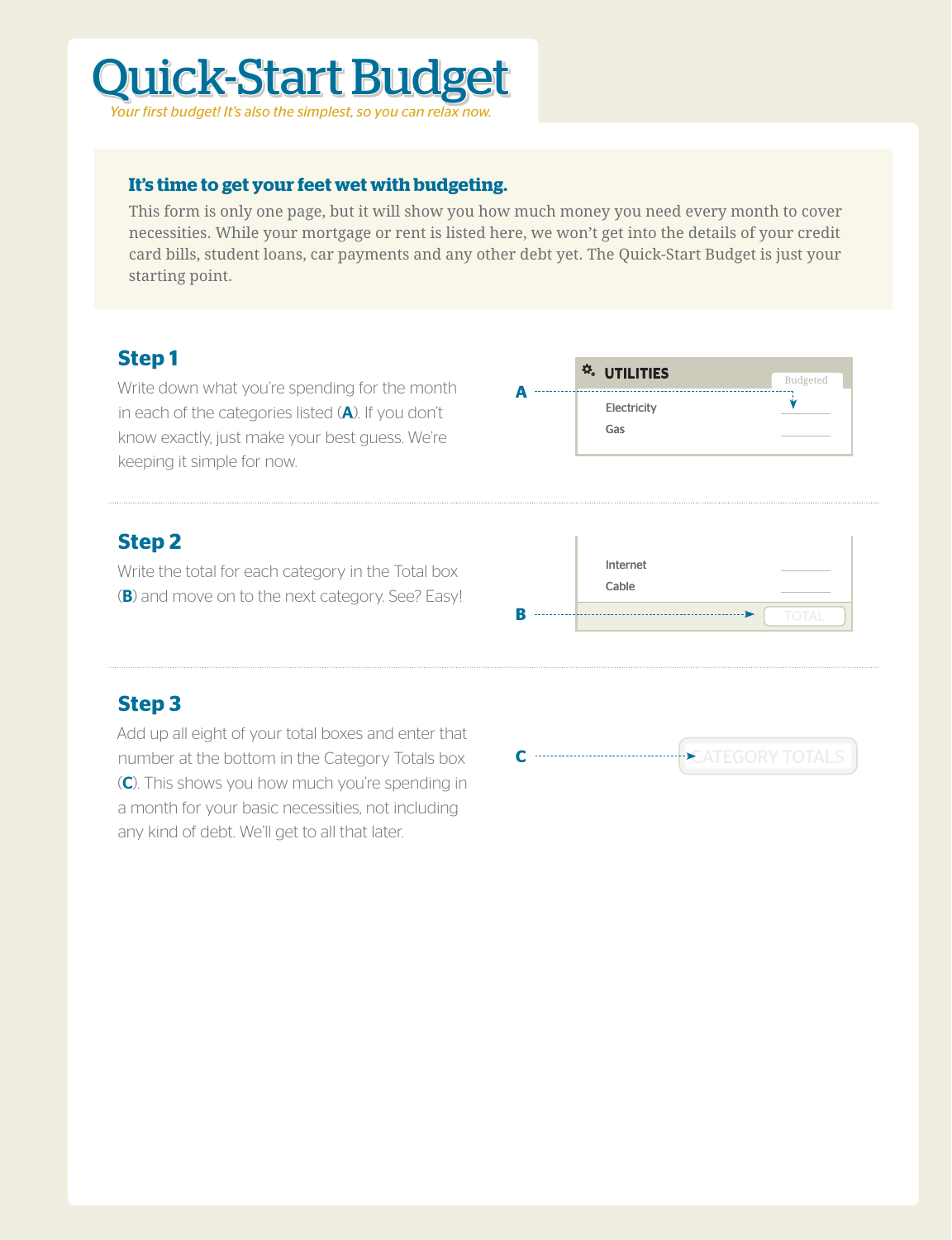# Quick-Start Budget

*Your first budget! It's also the simplest, so you can relax now.*

**It's time to get your feet wet with budgeting.**

This form is only one page, but it will show you how much money you need every month to cover necessities. While your mortgage or rent is listed here, we won't get into the details of your credit card bills, student loans, car payments and any other debt yet. The Quick-Start Budget is just your starting point.

## Step 1

Write down what you're spending for the month in each of the categories listed (**A**). If you don't know exactly, just make your best guess. We're keeping it simple for now.

A → **UTILITIES**

| | Budgeted |
|---|---|
| Electricity | |
| Gas | |

## Step 2

Write the total for each category in the Total box (**B**) and move on to the next category. See? Easy!

| | |
|---|---|
| Internet | |
| Cable | |
| | TOTAL |

B → TOTAL

## Step 3

Add up all eight of your total boxes and enter that number at the bottom in the Category Totals box (**C**). This shows you how much you're spending in a month for your basic necessities, not including any kind of debt. We'll get to all that later.

C → CATEGORY TOTALS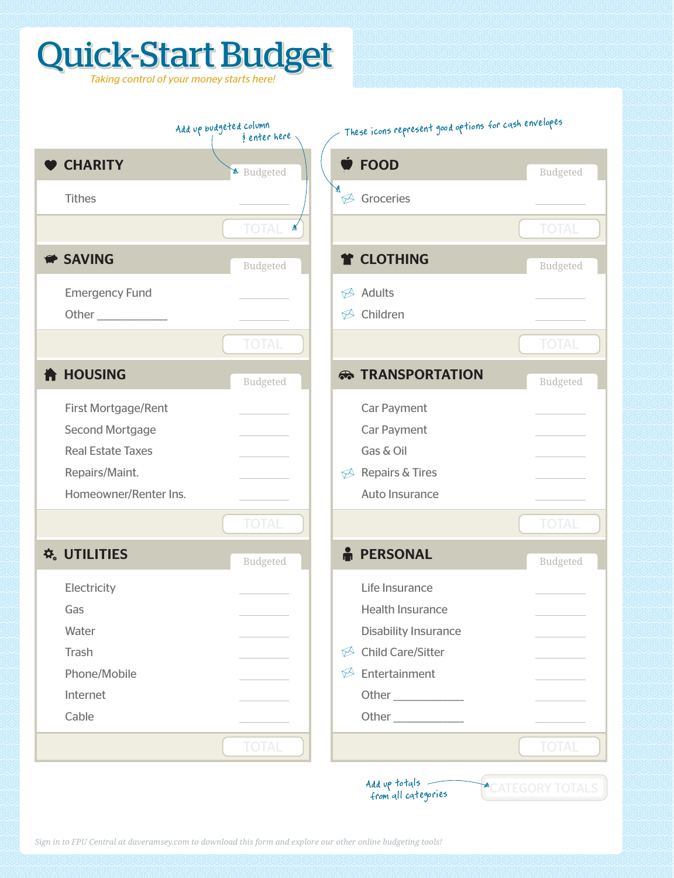# Quick-Start Budget

*Taking control of your money starts here!*

*Add up budgeted column & enter here*

*These icons represent good options for cash envelopes*

## CHARITY

| | Budgeted |
|---|---|
| Tithes | |
| | TOTAL |

## SAVING

| | Budgeted |
|---|---|
| Emergency Fund | |
| Other ____________ | |
| | TOTAL |

## HOUSING

| | Budgeted |
|---|---|
| First Mortgage/Rent | |
| Second Mortgage | |
| Real Estate Taxes | |
| Repairs/Maint. | |
| Homeowner/Renter Ins. | |
| | TOTAL |

## UTILITIES

| | Budgeted |
|---|---|
| Electricity | |
| Gas | |
| Water | |
| Trash | |
| Phone/Mobile | |
| Internet | |
| Cable | |
| | TOTAL |

## FOOD

| | Budgeted |
|---|---|
| ✉ Groceries | |
| | TOTAL |

## CLOTHING

| | Budgeted |
|---|---|
| ✉ Adults | |
| ✉ Children | |
| | TOTAL |

## TRANSPORTATION

| | Budgeted |
|---|---|
| Car Payment | |
| Car Payment | |
| Gas & Oil | |
| ✉ Repairs & Tires | |
| Auto Insurance | |
| | TOTAL |

## PERSONAL

| | Budgeted |
|---|---|
| Life Insurance | |
| Health Insurance | |
| Disability Insurance | |
| ✉ Child Care/Sitter | |
| ✉ Entertainment | |
| Other ____________ | |
| Other ____________ | |
| | TOTAL |

*Add up totals from all categories* → CATEGORY TOTALS

*Sign in to FPU Central at daveramsey.com to download this form and explore our other online budgeting tools!*